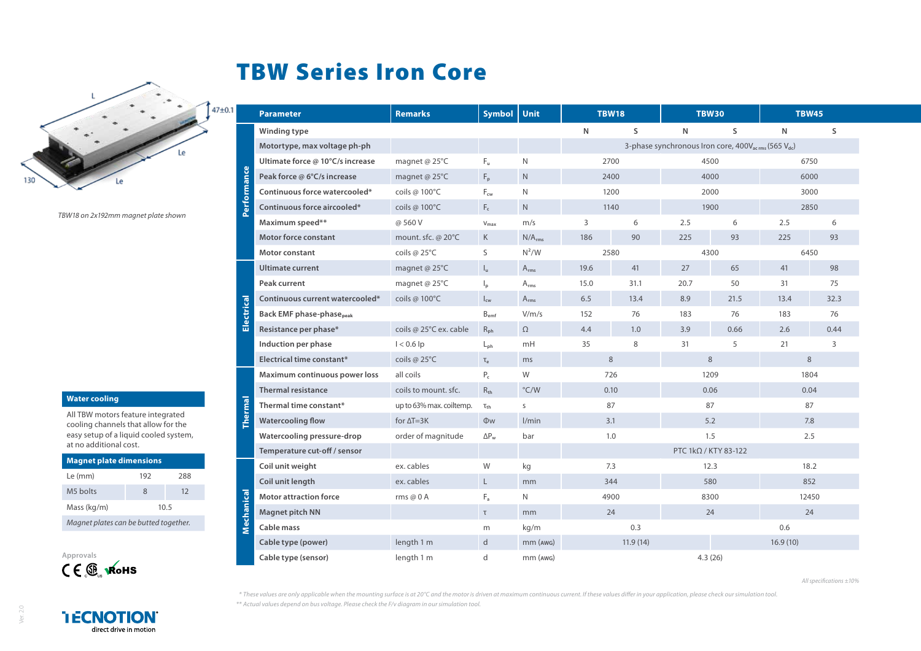# TBW Series Iron Core

47±0.1

L

Le

130

Le

*TBW18 on 2x192mm magnet plate shown*

| | Parameter | Remarks | Symbol | Unit | TBW18 | | TBW30 | | TBW45 | |
|---|---|---|---|---|---|---|---|---|---|---|
| Performance | Winding type | | | | N | S | N | S | N | S |
| | Motortype, max voltage ph-ph | | | | 3-phase synchronous Iron core, 400$V_{ac\,rms}$ (565 $V_{dc}$) | | | | | |
| | Ultimate force @ 10°C/s increase | magnet @ 25°C | $F_u$ | N | 2700 | | 4500 | | 6750 | |
| | Peak force @ 6°C/s increase | magnet @ 25°C | $F_p$ | N | 2400 | | 4000 | | 6000 | |
| | Continuous force watercooled* | coils @ 100°C | $F_{cw}$ | N | 1200 | | 2000 | | 3000 | |
| | Continuous force aircooled* | coils @ 100°C | $F_c$ | N | 1140 | | 1900 | | 2850 | |
| | Maximum speed** | @ 560 V | $v_{max}$ | m/s | 3 | 6 | 2.5 | 6 | 2.5 | 6 |
| | Motor force constant | mount. sfc. @ 20°C | K | $N/A_{rms}$ | 186 | 90 | 225 | 93 | 225 | 93 |
| | Motor constant | coils @ 25°C | S | $N^2/W$ | 2580 | | 4300 | | 6450 | |
| Electrical | Ultimate current | magnet @ 25°C | $I_u$ | $A_{rms}$ | 19.6 | 41 | 27 | 65 | 41 | 98 |
| | Peak current | magnet @ 25°C | $I_p$ | $A_{rms}$ | 15.0 | 31.1 | 20.7 | 50 | 31 | 75 |
| | Continuous current watercooled* | coils @ 100°C | $I_{cw}$ | $A_{rms}$ | 6.5 | 13.4 | 8.9 | 21.5 | 13.4 | 32.3 |
| | Back EMF phase-phase$_{peak}$ | | $B_{emf}$ | V/m/s | 152 | 76 | 183 | 76 | 183 | 76 |
| | Resistance per phase* | coils @ 25°C ex. cable | $R_{ph}$ | Ω | 4.4 | 1.0 | 3.9 | 0.66 | 2.6 | 0.44 |
| | Induction per phase | I < 0.6 Ip | $L_{ph}$ | mH | 35 | 8 | 31 | 5 | 21 | 3 |
| | Electrical time constant* | coils @ 25°C | $\tau_e$ | ms | 8 | | 8 | | 8 | |
| Thermal | Maximum continuous power loss | all coils | $P_c$ | W | 726 | | 1209 | | 1804 | |
| | Thermal resistance | coils to mount. sfc. | $R_{th}$ | °C/W | 0.10 | | 0.06 | | 0.04 | |
| | Thermal time constant* | up to 63% max. coiltemp. | $\tau_{th}$ | s | 87 | | 87 | | 87 | |
| | Watercooling flow | for ΔT=3K | Φw | l/min | 3.1 | | 5.2 | | 7.8 | |
| | Watercooling pressure-drop | order of magnitude | $\Delta P_w$ | bar | 1.0 | | 1.5 | | 2.5 | |
| | Temperature cut-off / sensor | | | | PTC 1kΩ / KTY 83-122 | | | | | |
| Mechanical | Coil unit weight | ex. cables | W | kg | 7.3 | | 12.3 | | 18.2 | |
| | Coil unit length | ex. cables | L | mm | 344 | | 580 | | 852 | |
| | Motor attraction force | rms @ 0 A | $F_a$ | N | 4900 | | 8300 | | 12450 | |
| | Magnet pitch NN | | τ | mm | 24 | | 24 | | 24 | |
| | Cable mass | | m | kg/m | 0.3 | | | | 0.6 | |
| | Cable type (power) | length 1 m | d | mm (AWG) | 11.9 (14) | | | | 16.9 (10) | |
| | Cable type (sensor) | length 1 m | d | mm (AWG) | 4.3 (26) | | | | | |

*All specifications ±10%*

*\* These values are only applicable when the mounting surface is at 20°C and the motor is driven at maximum continuous current. If these values differ in your application, please check our simulation tool.*
*\*\* Actual values depend on bus voltage. Please check the F/v diagram in our simulation tool.*

### Water cooling

All TBW motors feature integrated cooling channels that allow for the easy setup of a liquid cooled system, at no additional cost.

### Magnet plate dimensions

| Le (mm) | 192 | 288 |
|---|---|---|
| M5 bolts | 8 | 12 |
| Mass (kg/m) | 10.5 | |

*Magnet plates can be butted together.*

Approvals

CE cULus RoHS

TECNOTION
direct drive in motion

Ver. 2.0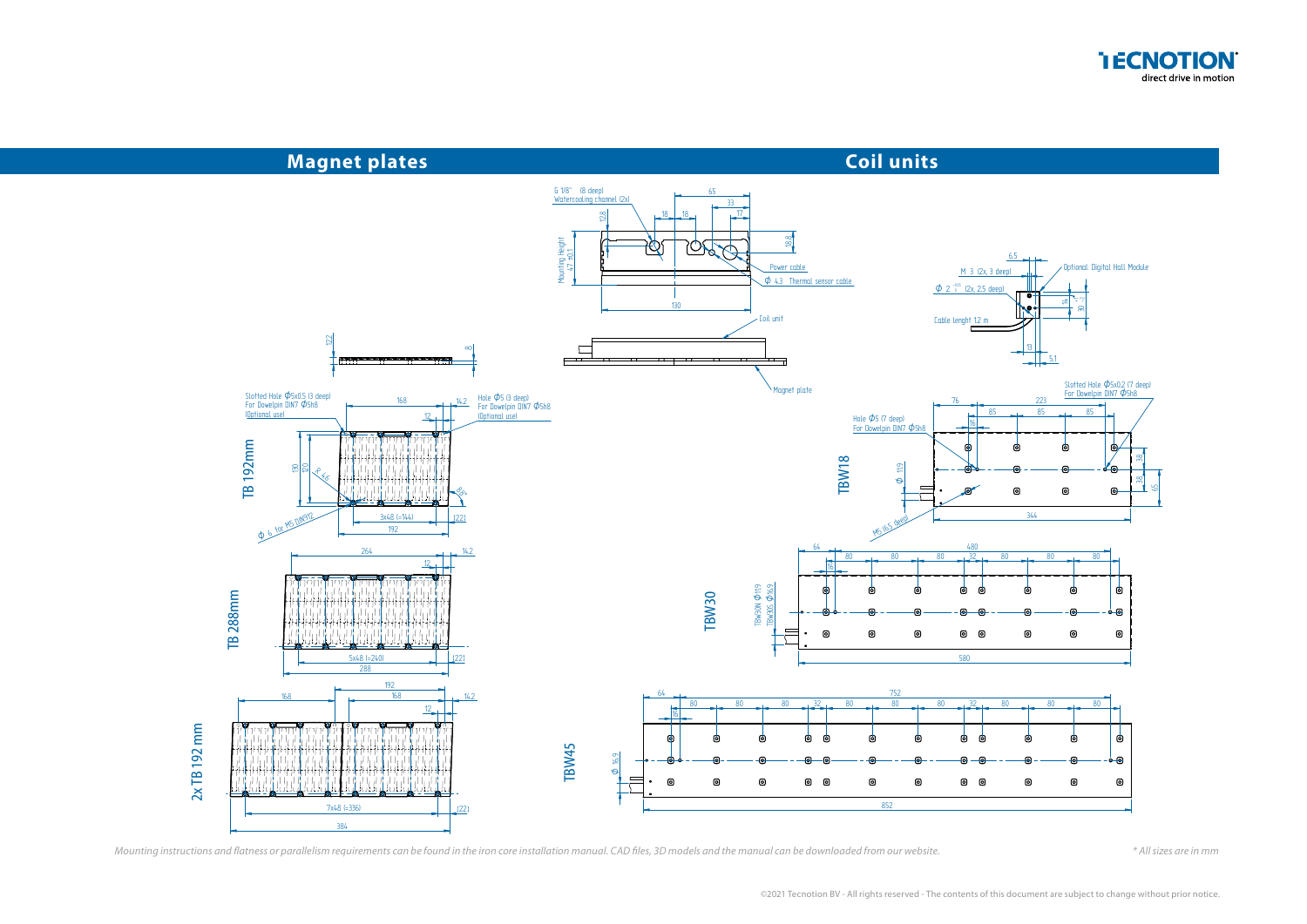## Magnet plates

## Coil units

G 1/8" (8 deep)
Watercooling channel (2x)

65
33
18
18
17
12.8
18.8

Mounting Height
47 ±0.1

Power cable
Φ 4.3 Thermal sensor cable

130

Coil unit

Magnet plate

6.5
M 3 (2x, 3 deep)
Optional: Digital Hall Module
Φ 2 (2x, 2.5 deep)
Cable lenght 1.2 m
13
5.1
30

12.2
8

Slotted Hole Φ5x0.5 (3 deep)
For Dowelpin DIN7 Φ5h8
(Optional use)

168
14.2
Hole Φ5 (3 deep)
For Dowelpin DIN7 Φ5h8
(Optional use)

12

TB 192mm

130
120
R 4.6
Φ 6 for M5 DIN912
3x48 (=144)
(22)
192

TB 288mm

264
14.2
12
5x48 (=240)
(22)
288

2x TB 192 mm

168
192
168
14.2
12
7x48 (=336)
(22)
384

Slotted Hole Φ5x0.2 (7 deep)
For Dowelpin DIN7 Φ5h8

TBW18

76
223
85
85
85
Hole Φ5 (7 deep)
For Dowelpin DIN7 Φ5h8
16
Φ 11.9
38
38
65
M5 (6.5 deep)
344

TBW30

64
480
80
80
80
32
80
80
80
16
TBW30N Φ11.9
TBW30S Φ16.9
580

TBW45

64
752
80
80
80
32
80
80
80
32
80
80
80
16
Φ 16.9
852

*Mounting instructions and flatness or parallelism requirements can be found in the iron core installation manual. CAD files, 3D models and the manual can be downloaded from our website.*

*\* All sizes are in mm*